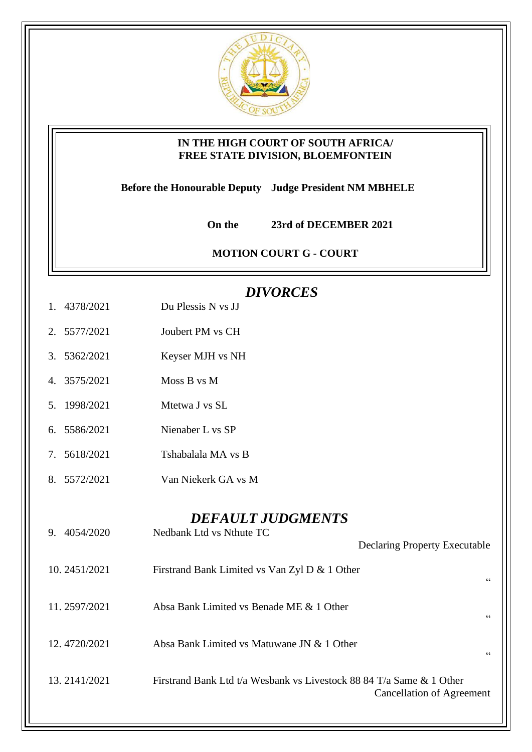**IN THE HIGH COURT OF SOUTH AFRICA/**
**FREE STATE DIVISION, BLOEMFONTEIN**

**Before the Honourable Deputy Judge President NM MBHELE**

**On the 23rd of DECEMBER 2021**

**MOTION COURT G - COURT**

## *DIVORCES*

| | | |
|---|---|---|
| 1. | 4378/2021 | Du Plessis N vs JJ |
| 2. | 5577/2021 | Joubert PM vs CH |
| 3. | 5362/2021 | Keyser MJH vs NH |
| 4. | 3575/2021 | Moss B vs M |
| 5. | 1998/2021 | Mtetwa J vs SL |
| 6. | 5586/2021 | Nienaber L vs SP |
| 7. | 5618/2021 | Tshabalala MA vs B |
| 8. | 5572/2021 | Van Niekerk GA vs M |

## *DEFAULT JUDGMENTS*

| | | | |
|---|---|---|---|
| 9. | 4054/2020 | Nedbank Ltd vs Nthute TC | Declaring Property Executable |
| 10. | 2451/2021 | Firstrand Bank Limited vs Van Zyl D & 1 Other | " |
| 11. | 2597/2021 | Absa Bank Limited vs Benade ME & 1 Other | " |
| 12. | 4720/2021 | Absa Bank Limited vs Matuwane JN & 1 Other | " |
| 13. | 2141/2021 | Firstrand Bank Ltd t/a Wesbank vs Livestock 88 84 T/a Same & 1 Other | Cancellation of Agreement |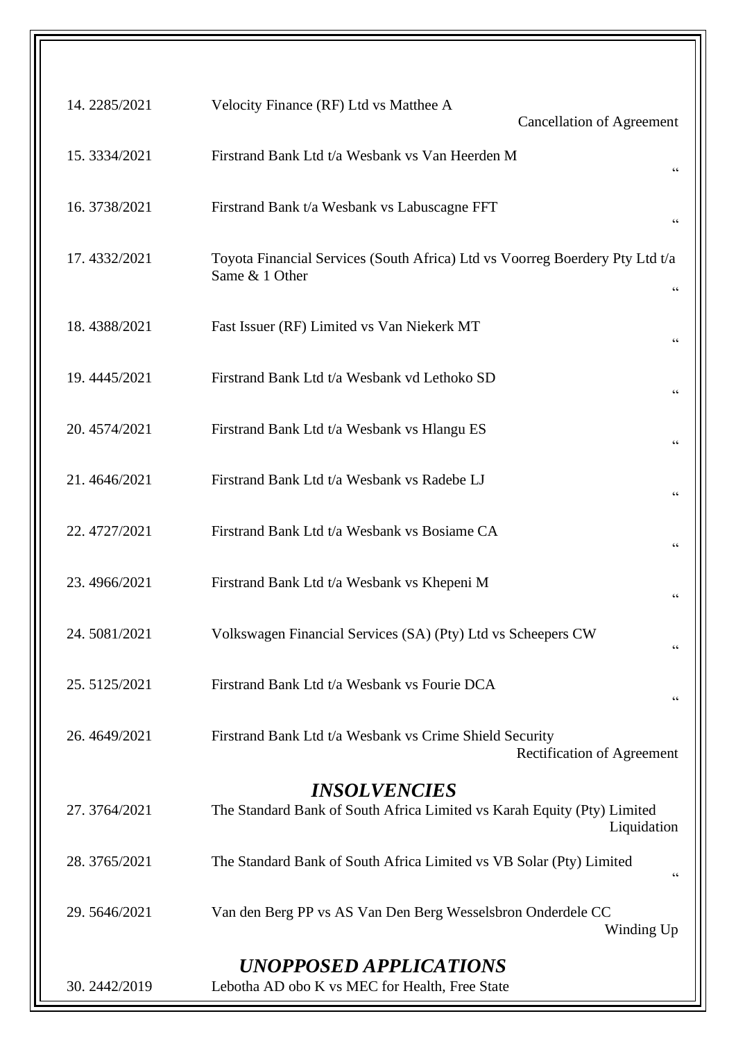| | | |
|---|---|---|
| 14. 2285/2021 | Velocity Finance (RF) Ltd vs Matthee A | Cancellation of Agreement |
| 15. 3334/2021 | Firstrand Bank Ltd t/a Wesbank vs Van Heerden M | " |
| 16. 3738/2021 | Firstrand Bank t/a Wesbank vs Labuscagne FFT | " |
| 17. 4332/2021 | Toyota Financial Services (South Africa) Ltd vs Voorreg Boerdery Pty Ltd t/a Same & 1 Other | " |
| 18. 4388/2021 | Fast Issuer (RF) Limited vs Van Niekerk MT | " |
| 19. 4445/2021 | Firstrand Bank Ltd t/a Wesbank vd Lethoko SD | " |
| 20. 4574/2021 | Firstrand Bank Ltd t/a Wesbank vs Hlangu ES | " |
| 21. 4646/2021 | Firstrand Bank Ltd t/a Wesbank vs Radebe LJ | " |
| 22. 4727/2021 | Firstrand Bank Ltd t/a Wesbank vs Bosiame CA | " |
| 23. 4966/2021 | Firstrand Bank Ltd t/a Wesbank vs Khepeni M | " |
| 24. 5081/2021 | Volkswagen Financial Services (SA) (Pty) Ltd vs Scheepers CW | " |
| 25. 5125/2021 | Firstrand Bank Ltd t/a Wesbank vs Fourie DCA | " |
| 26. 4649/2021 | Firstrand Bank Ltd t/a Wesbank vs Crime Shield Security | Rectification of Agreement |

## *INSOLVENCIES*

| | | |
|---|---|---|
| 27. 3764/2021 | The Standard Bank of South Africa Limited vs Karah Equity (Pty) Limited | Liquidation |
| 28. 3765/2021 | The Standard Bank of South Africa Limited vs VB Solar (Pty) Limited | " |
| 29. 5646/2021 | Van den Berg PP vs AS Van Den Berg Wesselsbron Onderdele CC | Winding Up |

## *UNOPPOSED APPLICATIONS*

| | | |
|---|---|---|
| 30. 2442/2019 | Lebotha AD obo K vs MEC for Health, Free State | |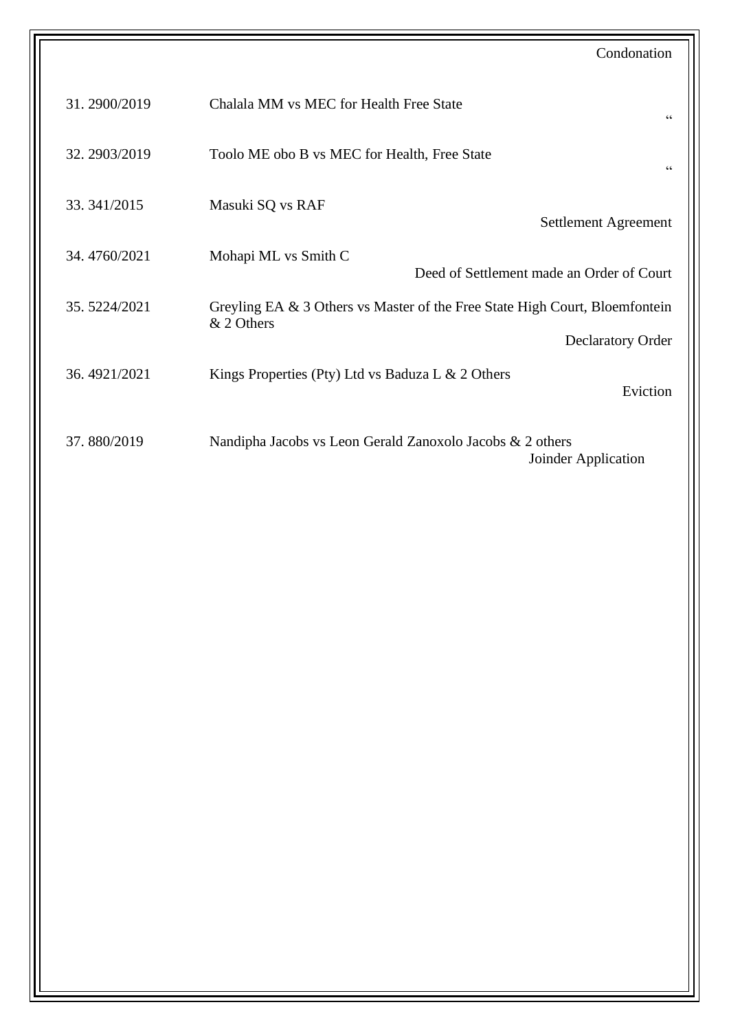Condonation

| | | |
|---|---|---|
| 31. 2900/2019 | Chalala MM vs MEC for Health Free State | “ |
| 32. 2903/2019 | Toolo ME obo B vs MEC for Health, Free State | “ |
| 33. 341/2015 | Masuki SQ vs RAF | Settlement Agreement |
| 34. 4760/2021 | Mohapi ML vs Smith C | Deed of Settlement made an Order of Court |
| 35. 5224/2021 | Greyling EA & 3 Others vs Master of the Free State High Court, Bloemfontein & 2 Others | Declaratory Order |
| 36. 4921/2021 | Kings Properties (Pty) Ltd vs Baduza L & 2 Others | Eviction |
| 37. 880/2019 | Nandipha Jacobs vs Leon Gerald Zanoxolo Jacobs & 2 others | Joinder Application |